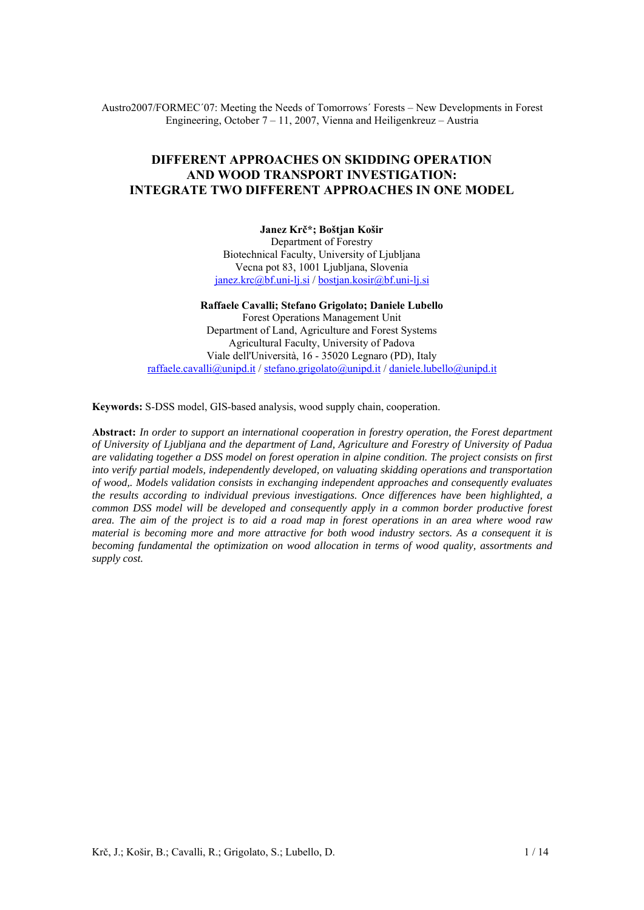Austro2007/FORMEC´07: Meeting the Needs of Tomorrows´ Forests – New Developments in Forest Engineering, October 7 – 11, 2007, Vienna and Heiligenkreuz – Austria

# DIFFERENT APPROACHES ON SKIDDING OPERATION AND WOOD TRANSPORT INVESTIGATION: INTEGRATE TWO DIFFERENT APPROACHES IN ONE MODEL

**Janez Krč*; Boštjan Košir**
Department of Forestry
Biotechnical Faculty, University of Ljubljana
Vecna pot 83, 1001 Ljubljana, Slovenia
janez.krc@bf.uni-lj.si / bostjan.kosir@bf.uni-lj.si

**Raffaele Cavalli; Stefano Grigolato; Daniele Lubello**
Forest Operations Management Unit
Department of Land, Agriculture and Forest Systems
Agricultural Faculty, University of Padova
Viale dell'Università, 16 - 35020 Legnaro (PD), Italy
raffaele.cavalli@unipd.it / stefano.grigolato@unipd.it / daniele.lubello@unipd.it

**Keywords:** S-DSS model, GIS-based analysis, wood supply chain, cooperation.

**Abstract:** *In order to support an international cooperation in forestry operation, the Forest department of University of Ljubljana and the department of Land, Agriculture and Forestry of University of Padua are validating together a DSS model on forest operation in alpine condition. The project consists on first into verify partial models, independently developed, on valuating skidding operations and transportation of wood,. Models validation consists in exchanging independent approaches and consequently evaluates the results according to individual previous investigations. Once differences have been highlighted, a common DSS model will be developed and consequently apply in a common border productive forest area. The aim of the project is to aid a road map in forest operations in an area where wood raw material is becoming more and more attractive for both wood industry sectors. As a consequent it is becoming fundamental the optimization on wood allocation in terms of wood quality, assortments and supply cost.*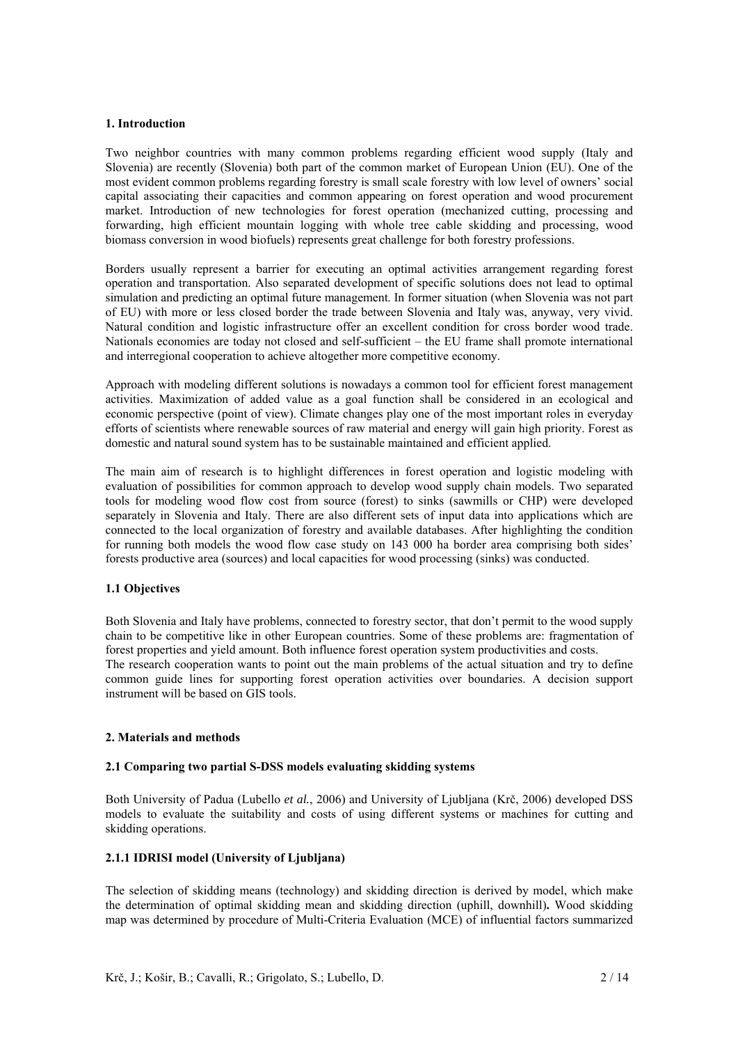## 1. Introduction

Two neighbor countries with many common problems regarding efficient wood supply (Italy and Slovenia) are recently (Slovenia) both part of the common market of European Union (EU). One of the most evident common problems regarding forestry is small scale forestry with low level of owners' social capital associating their capacities and common appearing on forest operation and wood procurement market. Introduction of new technologies for forest operation (mechanized cutting, processing and forwarding, high efficient mountain logging with whole tree cable skidding and processing, wood biomass conversion in wood biofuels) represents great challenge for both forestry professions.

Borders usually represent a barrier for executing an optimal activities arrangement regarding forest operation and transportation. Also separated development of specific solutions does not lead to optimal simulation and predicting an optimal future management. In former situation (when Slovenia was not part of EU) with more or less closed border the trade between Slovenia and Italy was, anyway, very vivid. Natural condition and logistic infrastructure offer an excellent condition for cross border wood trade. Nationals economies are today not closed and self-sufficient – the EU frame shall promote international and interregional cooperation to achieve altogether more competitive economy.

Approach with modeling different solutions is nowadays a common tool for efficient forest management activities. Maximization of added value as a goal function shall be considered in an ecological and economic perspective (point of view). Climate changes play one of the most important roles in everyday efforts of scientists where renewable sources of raw material and energy will gain high priority. Forest as domestic and natural sound system has to be sustainable maintained and efficient applied.

The main aim of research is to highlight differences in forest operation and logistic modeling with evaluation of possibilities for common approach to develop wood supply chain models. Two separated tools for modeling wood flow cost from source (forest) to sinks (sawmills or CHP) were developed separately in Slovenia and Italy. There are also different sets of input data into applications which are connected to the local organization of forestry and available databases. After highlighting the condition for running both models the wood flow case study on 143 000 ha border area comprising both sides' forests productive area (sources) and local capacities for wood processing (sinks) was conducted.

### 1.1 Objectives

Both Slovenia and Italy have problems, connected to forestry sector, that don't permit to the wood supply chain to be competitive like in other European countries. Some of these problems are: fragmentation of forest properties and yield amount. Both influence forest operation system productivities and costs.
The research cooperation wants to point out the main problems of the actual situation and try to define common guide lines for supporting forest operation activities over boundaries. A decision support instrument will be based on GIS tools.

## 2. Materials and methods

### 2.1 Comparing two partial S-DSS models evaluating skidding systems

Both University of Padua (Lubello *et al.*, 2006) and University of Ljubljana (Krč, 2006) developed DSS models to evaluate the suitability and costs of using different systems or machines for cutting and skidding operations.

#### 2.1.1 IDRISI model (University of Ljubljana)

The selection of skidding means (technology) and skidding direction is derived by model, which make the determination of optimal skidding mean and skidding direction (uphill, downhill)**.** Wood skidding map was determined by procedure of Multi-Criteria Evaluation (MCE) of influential factors summarized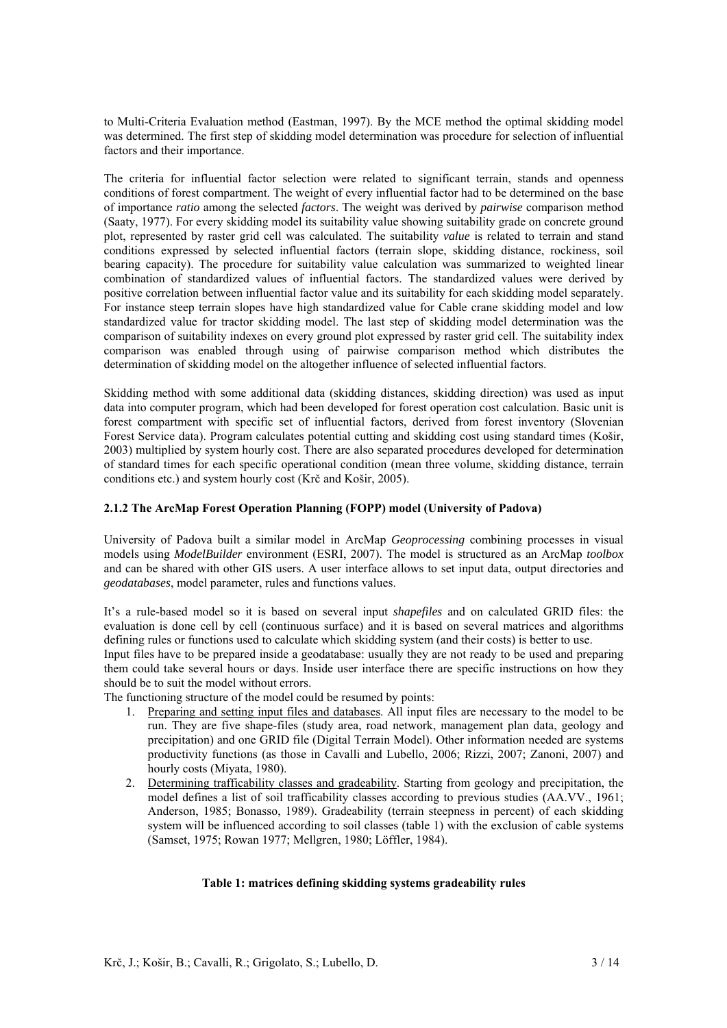to Multi-Criteria Evaluation method (Eastman, 1997). By the MCE method the optimal skidding model was determined. The first step of skidding model determination was procedure for selection of influential factors and their importance.

The criteria for influential factor selection were related to significant terrain, stands and openness conditions of forest compartment. The weight of every influential factor had to be determined on the base of importance *ratio* among the selected *factors*. The weight was derived by *pairwise* comparison method (Saaty, 1977). For every skidding model its suitability value showing suitability grade on concrete ground plot, represented by raster grid cell was calculated. The suitability *value* is related to terrain and stand conditions expressed by selected influential factors (terrain slope, skidding distance, rockiness, soil bearing capacity). The procedure for suitability value calculation was summarized to weighted linear combination of standardized values of influential factors. The standardized values were derived by positive correlation between influential factor value and its suitability for each skidding model separately. For instance steep terrain slopes have high standardized value for Cable crane skidding model and low standardized value for tractor skidding model. The last step of skidding model determination was the comparison of suitability indexes on every ground plot expressed by raster grid cell. The suitability index comparison was enabled through using of pairwise comparison method which distributes the determination of skidding model on the altogether influence of selected influential factors.

Skidding method with some additional data (skidding distances, skidding direction) was used as input data into computer program, which had been developed for forest operation cost calculation. Basic unit is forest compartment with specific set of influential factors, derived from forest inventory (Slovenian Forest Service data). Program calculates potential cutting and skidding cost using standard times (Košir, 2003) multiplied by system hourly cost. There are also separated procedures developed for determination of standard times for each specific operational condition (mean three volume, skidding distance, terrain conditions etc.) and system hourly cost (Krč and Košir, 2005).

### 2.1.2 The ArcMap Forest Operation Planning (FOPP) model (University of Padova)

University of Padova built a similar model in ArcMap *Geoprocessing* combining processes in visual models using *ModelBuilder* environment (ESRI, 2007). The model is structured as an ArcMap *toolbox* and can be shared with other GIS users. A user interface allows to set input data, output directories and *geodatabases*, model parameter, rules and functions values.

It's a rule-based model so it is based on several input *shapefiles* and on calculated GRID files: the evaluation is done cell by cell (continuous surface) and it is based on several matrices and algorithms defining rules or functions used to calculate which skidding system (and their costs) is better to use.
Input files have to be prepared inside a geodatabase: usually they are not ready to be used and preparing them could take several hours or days. Inside user interface there are specific instructions on how they should be to suit the model without errors.
The functioning structure of the model could be resumed by points:

1. <u>Preparing and setting input files and databases</u>. All input files are necessary to the model to be run. They are five shape-files (study area, road network, management plan data, geology and precipitation) and one GRID file (Digital Terrain Model). Other information needed are systems productivity functions (as those in Cavalli and Lubello, 2006; Rizzi, 2007; Zanoni, 2007) and hourly costs (Miyata, 1980).
2. <u>Determining trafficability classes and gradeability</u>. Starting from geology and precipitation, the model defines a list of soil trafficability classes according to previous studies (AA.VV., 1961; Anderson, 1985; Bonasso, 1989). Gradeability (terrain steepness in percent) of each skidding system will be influenced according to soil classes (table 1) with the exclusion of cable systems (Samset, 1975; Rowan 1977; Mellgren, 1980; Löffler, 1984).

**Table 1: matrices defining skidding systems gradeability rules**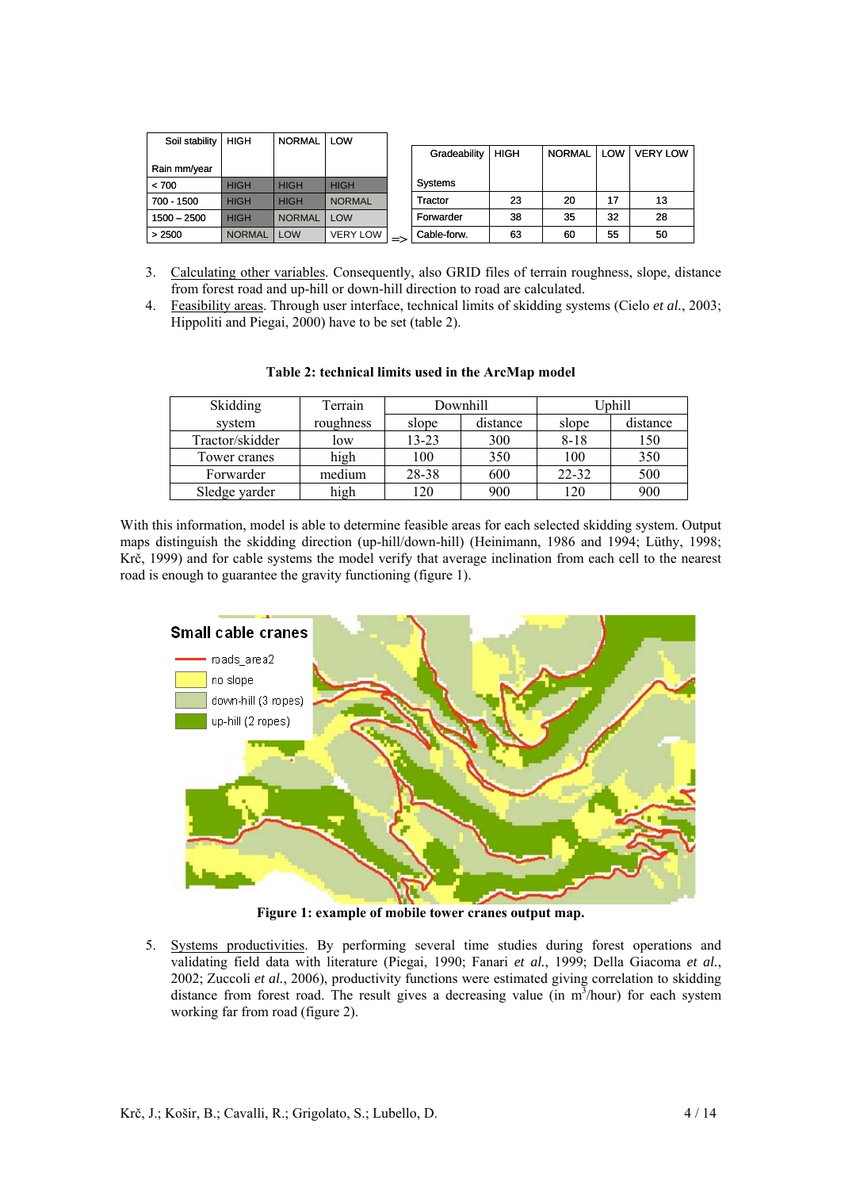| Soil stability / Rain mm/year | HIGH | NORMAL | LOW |
|---|---|---|---|
| < 700 | HIGH | HIGH | HIGH |
| 700 - 1500 | HIGH | HIGH | NORMAL |
| 1500 – 2500 | HIGH | NORMAL | LOW |
| > 2500 | NORMAL | LOW | VERY LOW |

=>

| Gradeability / Systems | HIGH | NORMAL | LOW | VERY LOW |
|---|---|---|---|---|
| Tractor | 23 | 20 | 17 | 13 |
| Forwarder | 38 | 35 | 32 | 28 |
| Cable-forw. | 63 | 60 | 55 | 50 |

3. Calculating other variables. Consequently, also GRID files of terrain roughness, slope, distance from forest road and up-hill or down-hill direction to road are calculated.
4. Feasibility areas. Through user interface, technical limits of skidding systems (Cielo *et al.*, 2003; Hippoliti and Piegai, 2000) have to be set (table 2).

**Table 2: technical limits used in the ArcMap model**

| Skidding system | Terrain roughness | Downhill | | Uphill | |
|---|---|---|---|---|---|
| | | slope | distance | slope | distance |
| Tractor/skidder | low | 13-23 | 300 | 8-18 | 150 |
| Tower cranes | high | 100 | 350 | 100 | 350 |
| Forwarder | medium | 28-38 | 600 | 22-32 | 500 |
| Sledge yarder | high | 120 | 900 | 120 | 900 |

With this information, model is able to determine feasible areas for each selected skidding system. Output maps distinguish the skidding direction (up-hill/down-hill) (Heinimann, 1986 and 1994; Lüthy, 1998; Krč, 1999) and for cable systems the model verify that average inclination from each cell to the nearest road is enough to guarantee the gravity functioning (figure 1).

**Figure 1: example of mobile tower cranes output map.**

5. Systems productivities. By performing several time studies during forest operations and validating field data with literature (Piegai, 1990; Fanari *et al.*, 1999; Della Giacoma *et al.*, 2002; Zuccoli *et al.*, 2006), productivity functions were estimated giving correlation to skidding distance from forest road. The result gives a decreasing value (in $m^3$/hour) for each system working far from road (figure 2).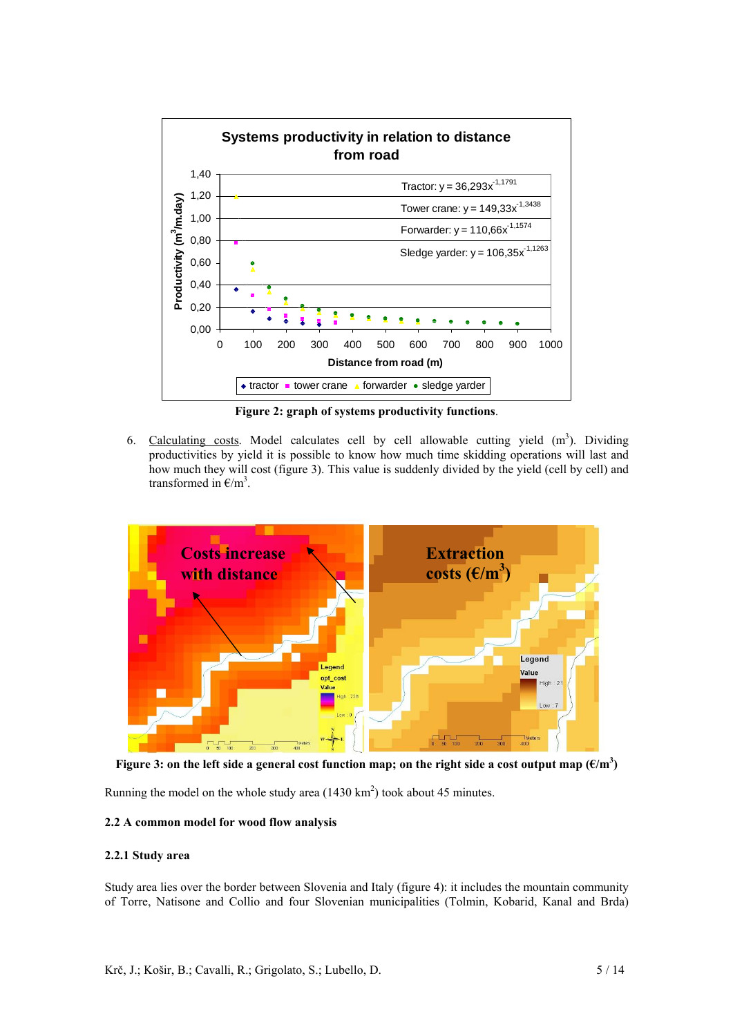**Figure 2: graph of systems productivity functions.**

6. Calculating costs. Model calculates cell by cell allowable cutting yield ($m^3$). Dividing productivities by yield it is possible to know how much time skidding operations will last and how much they will cost (figure 3). This value is suddenly divided by the yield (cell by cell) and transformed in €/$m^3$.

**Figure 3: on the left side a general cost function map; on the right side a cost output map (€/$m^3$)**

Running the model on the whole study area (1430 $km^2$) took about 45 minutes.

### 2.2 A common model for wood flow analysis

#### 2.2.1 Study area

Study area lies over the border between Slovenia and Italy (figure 4): it includes the mountain community of Torre, Natisone and Collio and four Slovenian municipalities (Tolmin, Kobarid, Kanal and Brda)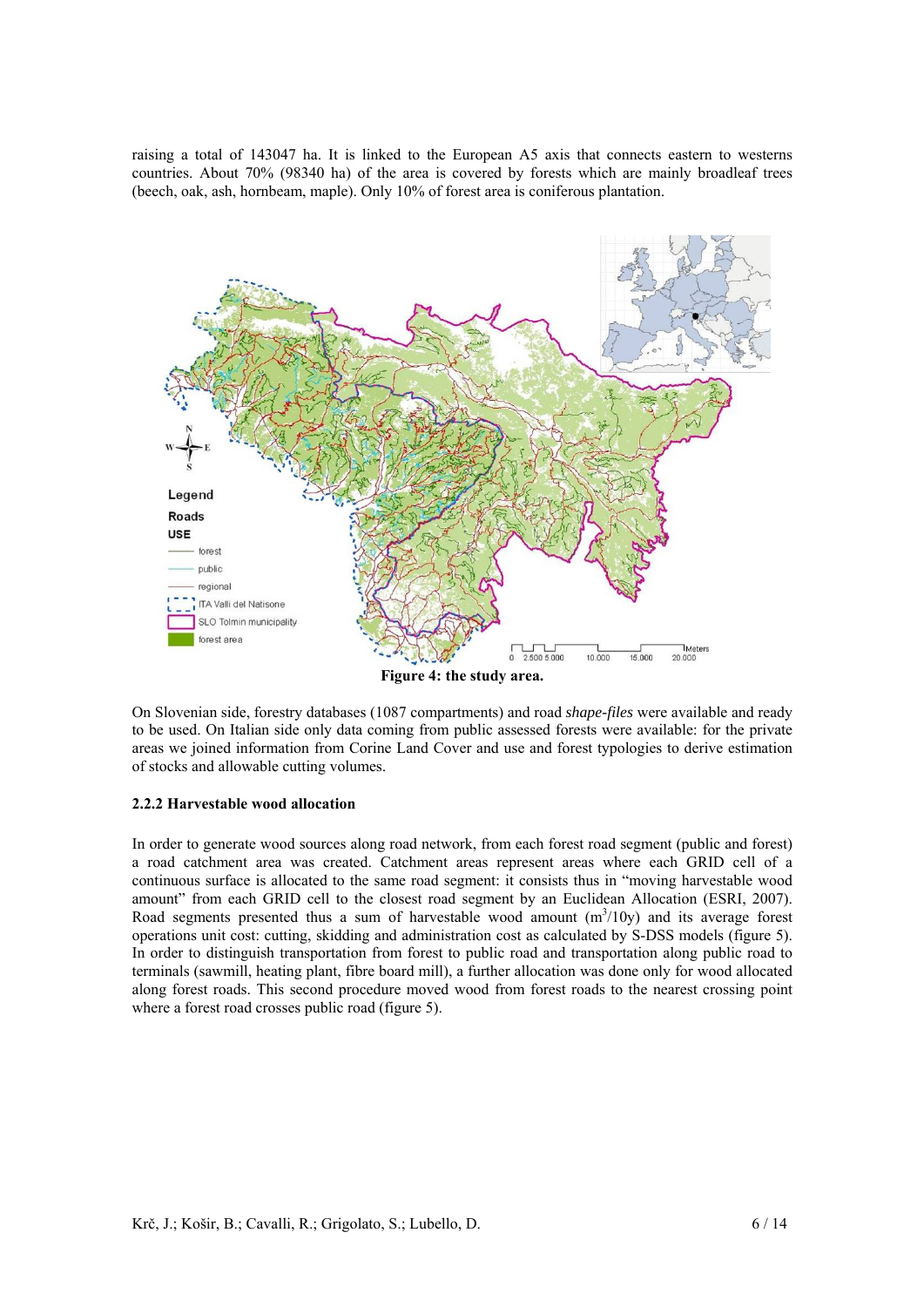raising a total of 143047 ha. It is linked to the European A5 axis that connects eastern to westerns countries. About 70% (98340 ha) of the area is covered by forests which are mainly broadleaf trees (beech, oak, ash, hornbeam, maple). Only 10% of forest area is coniferous plantation.

**Figure 4: the study area.**

On Slovenian side, forestry databases (1087 compartments) and road *shape-files* were available and ready to be used. On Italian side only data coming from public assessed forests were available: for the private areas we joined information from Corine Land Cover and use and forest typologies to derive estimation of stocks and allowable cutting volumes.

#### 2.2.2 Harvestable wood allocation

In order to generate wood sources along road network, from each forest road segment (public and forest) a road catchment area was created. Catchment areas represent areas where each GRID cell of a continuous surface is allocated to the same road segment: it consists thus in "moving harvestable wood amount" from each GRID cell to the closest road segment by an Euclidean Allocation (ESRI, 2007). Road segments presented thus a sum of harvestable wood amount ($m^3$/10y) and its average forest operations unit cost: cutting, skidding and administration cost as calculated by S-DSS models (figure 5). In order to distinguish transportation from forest to public road and transportation along public road to terminals (sawmill, heating plant, fibre board mill), a further allocation was done only for wood allocated along forest roads. This second procedure moved wood from forest roads to the nearest crossing point where a forest road crosses public road (figure 5).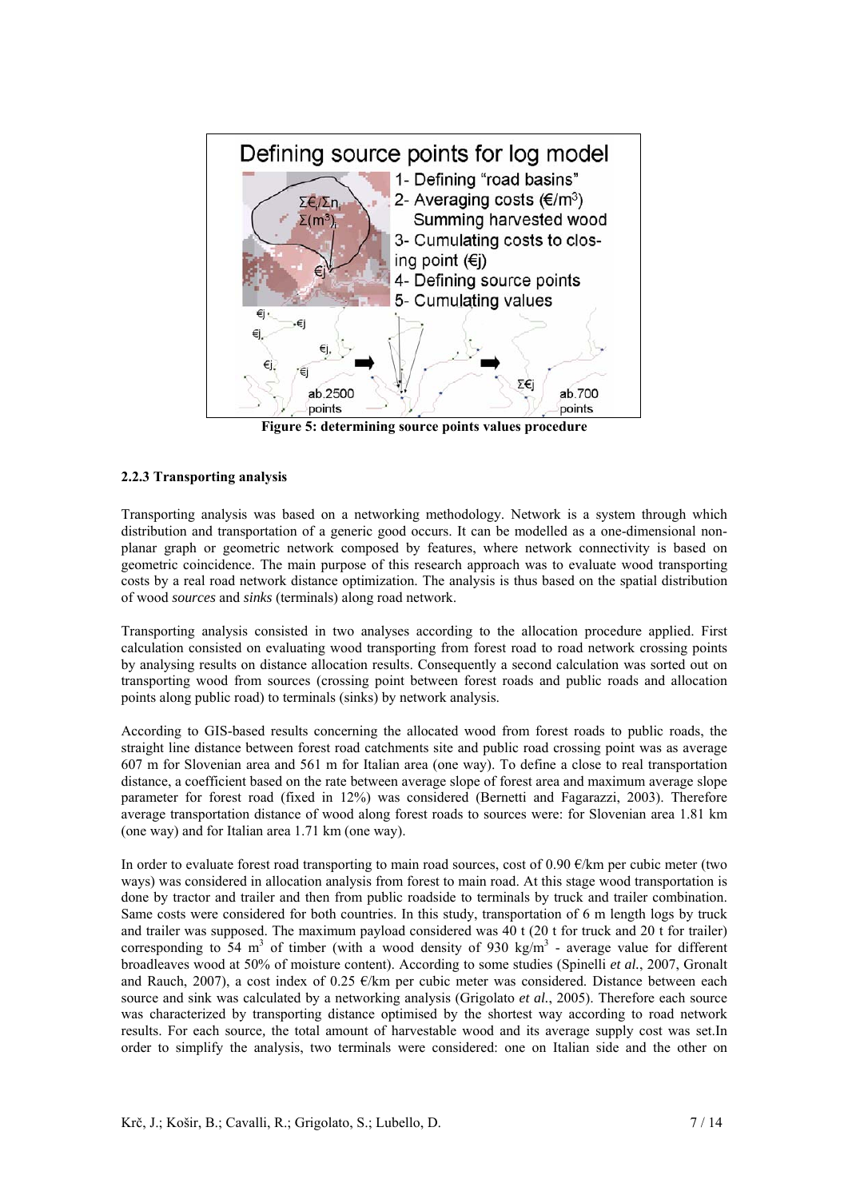Figure 5: determining source points values procedure

### 2.2.3 Transporting analysis

Transporting analysis was based on a networking methodology. Network is a system through which distribution and transportation of a generic good occurs. It can be modelled as a one-dimensional non-planar graph or geometric network composed by features, where network connectivity is based on geometric coincidence. The main purpose of this research approach was to evaluate wood transportation costs by a real road network distance optimization. The analysis is thus based on the spatial distribution of wood *sources* and *sinks* (terminals) along road network.

Transporting analysis consisted in two analyses according to the allocation procedure applied. First calculation consisted on evaluating wood transporting from forest road to road network crossing points by analysing results on distance allocation results. Consequently a second calculation was sorted out on transporting wood from sources (crossing point between forest roads and public roads and allocation points along public road) to terminals (sinks) by network analysis.

According to GIS-based results concerning the allocated wood from forest roads to public roads, the straight line distance between forest road catchments site and public road crossing point was as average 607 m for Slovenian area and 561 m for Italian area (one way). To define a close to real transportation distance, a coefficient based on the rate between average slope of forest area and maximum average slope parameter for forest road (fixed in 12%) was considered (Bernetti and Fagarazzi, 2003). Therefore average transportation distance of wood along forest roads to sources were: for Slovenian area 1.81 km (one way) and for Italian area 1.71 km (one way).

In order to evaluate forest road transporting to main road sources, cost of 0.90 €/km per cubic meter (two ways) was considered in allocation analysis from forest to main road. At this stage wood transportation is done by tractor and trailer and then from public roadside to terminals by truck and trailer combination. Same costs were considered for both countries. In this study, transportation of 6 m length logs by truck and trailer was supposed. The maximum payload considered was 40 t (20 t for truck and 20 t for trailer) corresponding to 54 $m^3$ of timber (with a wood density of 930 $kg/m^3$ - average value for different broadleaves wood at 50% of moisture content). According to some studies (Spinelli *et al.*, 2007, Gronalt and Rauch, 2007), a cost index of 0.25 €/km per cubic meter was considered. Distance between each source and sink was calculated by a networking analysis (Grigolato *et al.*, 2005). Therefore each source was characterized by transporting distance optimised by the shortest way according to road network results. For each source, the total amount of harvestable wood and its average supply cost was set.In order to simplify the analysis, two terminals were considered: one on Italian side and the other on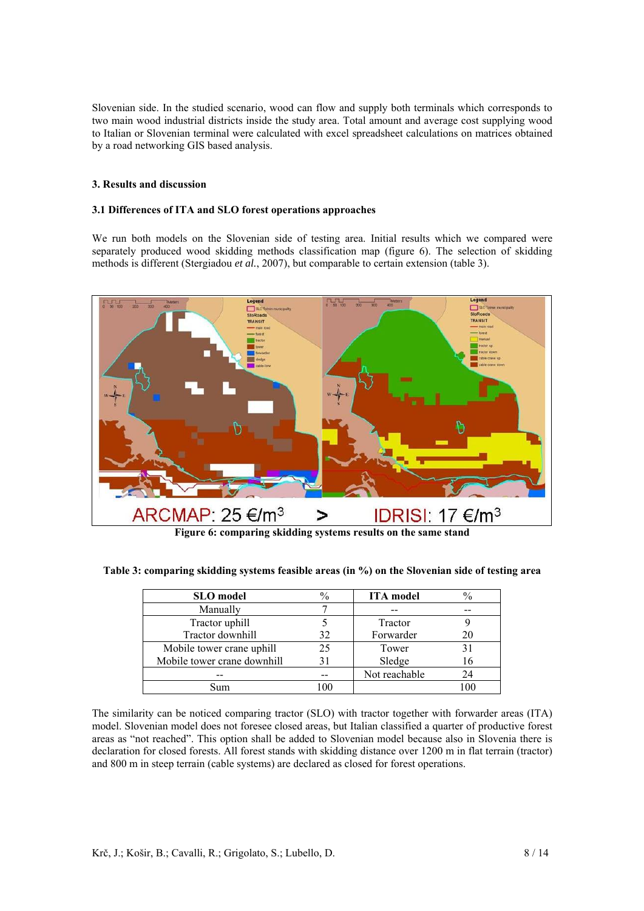Slovenian side. In the studied scenario, wood can flow and supply both terminals which corresponds to two main wood industrial districts inside the study area. Total amount and average cost supplying wood to Italian or Slovenian terminal were calculated with excel spreadsheet calculations on matrices obtained by a road networking GIS based analysis.

## 3. Results and discussion

### 3.1 Differences of ITA and SLO forest operations approaches

We run both models on the Slovenian side of testing area. Initial results which we compared were separately produced wood skidding methods classification map (figure 6). The selection of skidding methods is different (Stergiadou *et al.*, 2007), but comparable to certain extension (table 3).

ARCMAP: 25 €/m³ > IDRISI: 17 €/m³

**Figure 6: comparing skidding systems results on the same stand**

**Table 3: comparing skidding systems feasible areas (in %) on the Slovenian side of testing area**

| SLO model | % | ITA model | % |
|---|---|---|---|
| Manually | 7 | -- | -- |
| Tractor uphill | 5 | Tractor | 9 |
| Tractor downhill | 32 | Forwarder | 20 |
| Mobile tower crane uphill | 25 | Tower | 31 |
| Mobile tower crane downhill | 31 | Sledge | 16 |
| -- | -- | Not reachable | 24 |
| Sum | 100 | | 100 |

The similarity can be noticed comparing tractor (SLO) with tractor together with forwarder areas (ITA) model. Slovenian model does not foresee closed areas, but Italian classified a quarter of productive forest areas as "not reached". This option shall be added to Slovenian model because also in Slovenia there is declaration for closed forests. All forest stands with skidding distance over 1200 m in flat terrain (tractor) and 800 m in steep terrain (cable systems) are declared as closed for forest operations.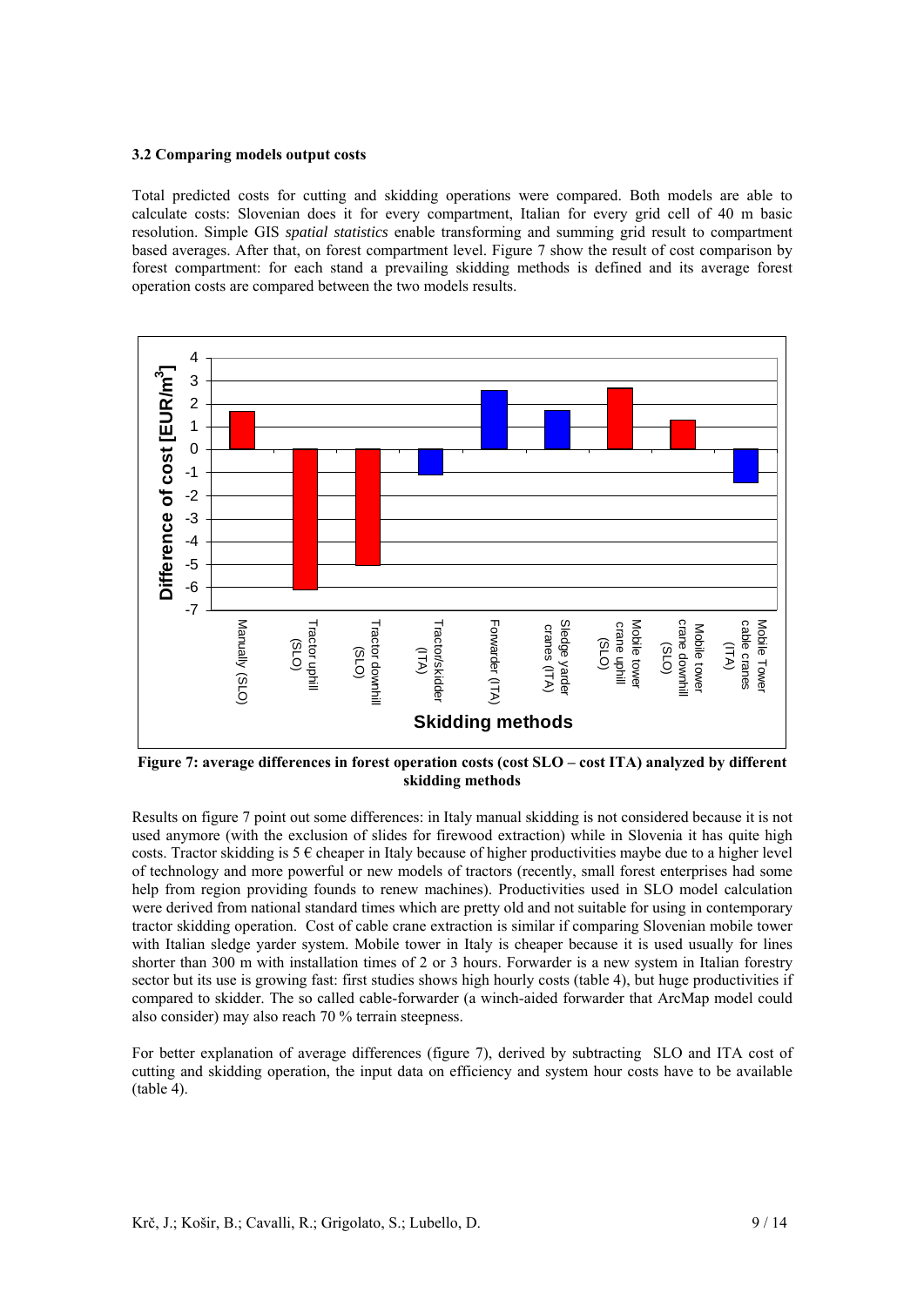### 3.2 Comparing models output costs

Total predicted costs for cutting and skidding operations were compared. Both models are able to calculate costs: Slovenian does it for every compartment, Italian for every grid cell of 40 m basic resolution. Simple GIS *spatial statistics* enable transforming and summing grid result to compartment based averages. After that, on forest compartment level. Figure 7 show the result of cost comparison by forest compartment: for each stand a prevailing skidding methods is defined and its average forest operation costs are compared between the two models results.

**Figure 7: average differences in forest operation costs (cost SLO – cost ITA) analyzed by different skidding methods**

Results on figure 7 point out some differences: in Italy manual skidding is not considered because it is not used anymore (with the exclusion of slides for firewood extraction) while in Slovenia it has quite high costs. Tractor skidding is 5 € cheaper in Italy because of higher productivities maybe due to a higher level of technology and more powerful or new models of tractors (recently, small forest enterprises had some help from region providing founds to renew machines). Productivities used in SLO model calculation were derived from national standard times which are pretty old and not suitable for using in contemporary tractor skidding operation. Cost of cable crane extraction is similar if comparing Slovenian mobile tower with Italian sledge yarder system. Mobile tower in Italy is cheaper because it is used usually for lines shorter than 300 m with installation times of 2 or 3 hours. Forwarder is a new system in Italian forestry sector but its use is growing fast: first studies shows high hourly costs (table 4), but huge productivities if compared to skidder. The so called cable-forwarder (a winch-aided forwarder that ArcMap model could also consider) may also reach 70 % terrain steepness.

For better explanation of average differences (figure 7), derived by subtracting SLO and ITA cost of cutting and skidding operation, the input data on efficiency and system hour costs have to be available (table 4).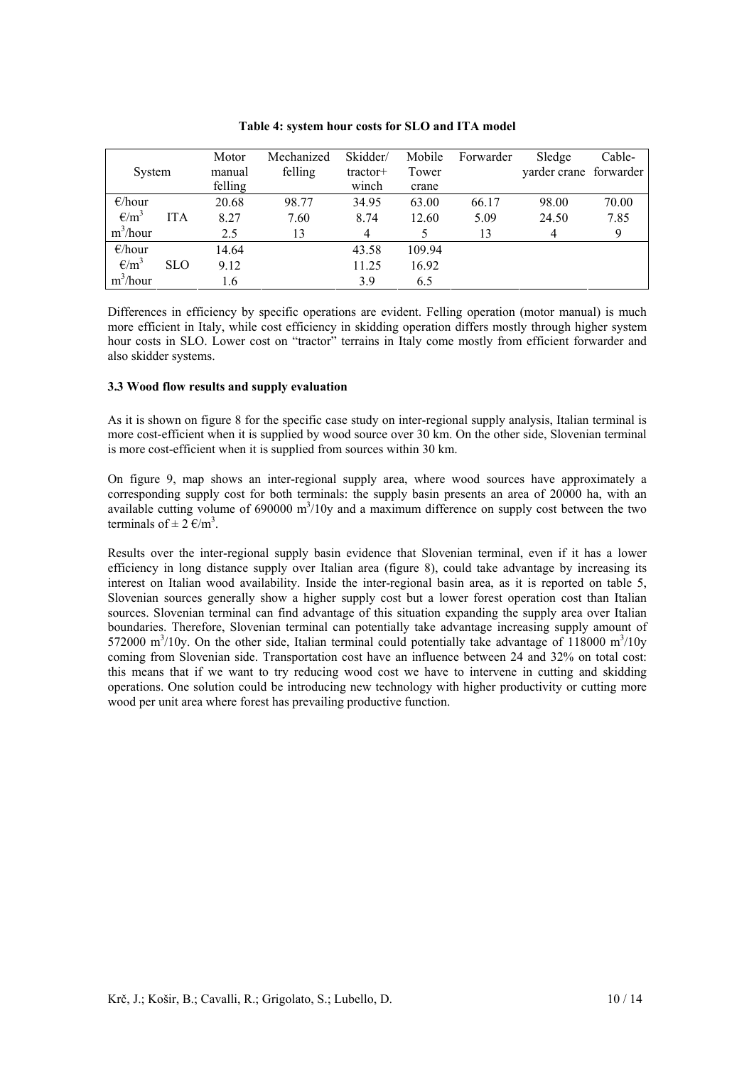**Table 4: system hour costs for SLO and ITA model**

| System | | Motor manual felling | Mechanized felling | Skidder/ tractor+ winch | Mobile Tower crane | Forwarder | Sledge yarder crane | Cable-forwarder |
|---|---|---|---|---|---|---|---|---|
| €/hour | ITA | 20.68 | 98.77 | 34.95 | 63.00 | 66.17 | 98.00 | 70.00 |
| €/m$^3$ | | 8.27 | 7.60 | 8.74 | 12.60 | 5.09 | 24.50 | 7.85 |
| m$^3$/hour | | 2.5 | 13 | 4 | 5 | 13 | 4 | 9 |
| €/hour | SLO | 14.64 | | 43.58 | 109.94 | | | |
| €/m$^3$ | | 9.12 | | 11.25 | 16.92 | | | |
| m$^3$/hour | | 1.6 | | 3.9 | 6.5 | | | |

Differences in efficiency by specific operations are evident. Felling operation (motor manual) is much more efficient in Italy, while cost efficiency in skidding operation differs mostly through higher system hour costs in SLO. Lower cost on "tractor" terrains in Italy come mostly from efficient forwarder and also skidder systems.

### 3.3 Wood flow results and supply evaluation

As it is shown on figure 8 for the specific case study on inter-regional supply analysis, Italian terminal is more cost-efficient when it is supplied by wood source over 30 km. On the other side, Slovenian terminal is more cost-efficient when it is supplied from sources within 30 km.

On figure 9, map shows an inter-regional supply area, where wood sources have approximately a corresponding supply cost for both terminals: the supply basin presents an area of 20000 ha, with an available cutting volume of 690000 m$^3$/10y and a maximum difference on supply cost between the two terminals of ± 2 €/m$^3$.

Results over the inter-regional supply basin evidence that Slovenian terminal, even if it has a lower efficiency in long distance supply over Italian area (figure 8), could take advantage by increasing its interest on Italian wood availability. Inside the inter-regional basin area, as it is reported on table 5, Slovenian sources generally show a higher supply cost but a lower forest operation cost than Italian sources. Slovenian terminal can find advantage of this situation expanding the supply area over Italian boundaries. Therefore, Slovenian terminal can potentially take advantage increasing supply amount of 572000 m$^3$/10y. On the other side, Italian terminal could potentially take advantage of 118000 m$^3$/10y coming from Slovenian side. Transportation cost have an influence between 24 and 32% on total cost: this means that if we want to try reducing wood cost we have to intervene in cutting and skidding operations. One solution could be introducing new technology with higher productivity or cutting more wood per unit area where forest has prevailing productive function.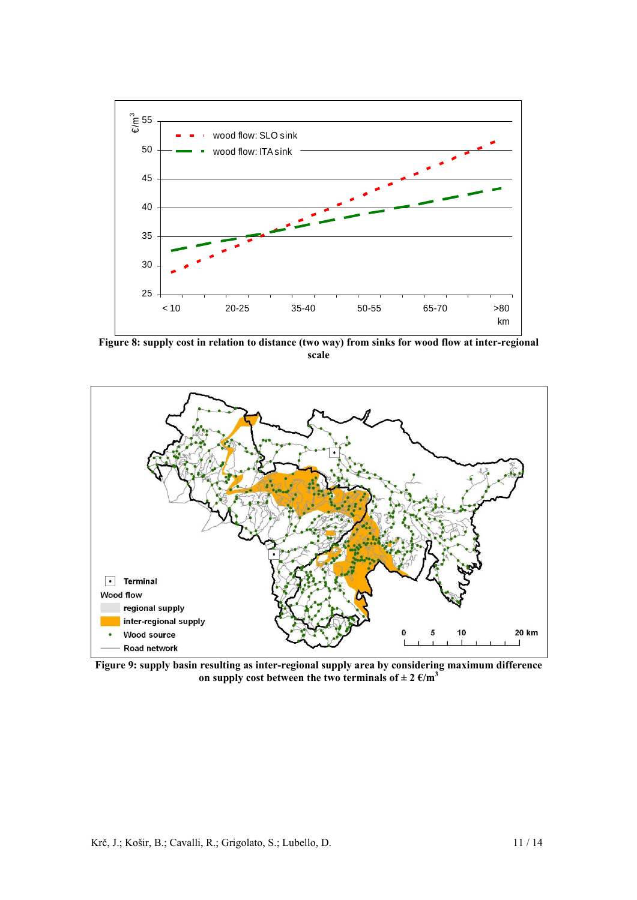**Figure 8: supply cost in relation to distance (two way) from sinks for wood flow at inter-regional scale**

**Figure 9: supply basin resulting as inter-regional supply area by considering maximum difference on supply cost between the two terminals of ± 2 €/m$^3$**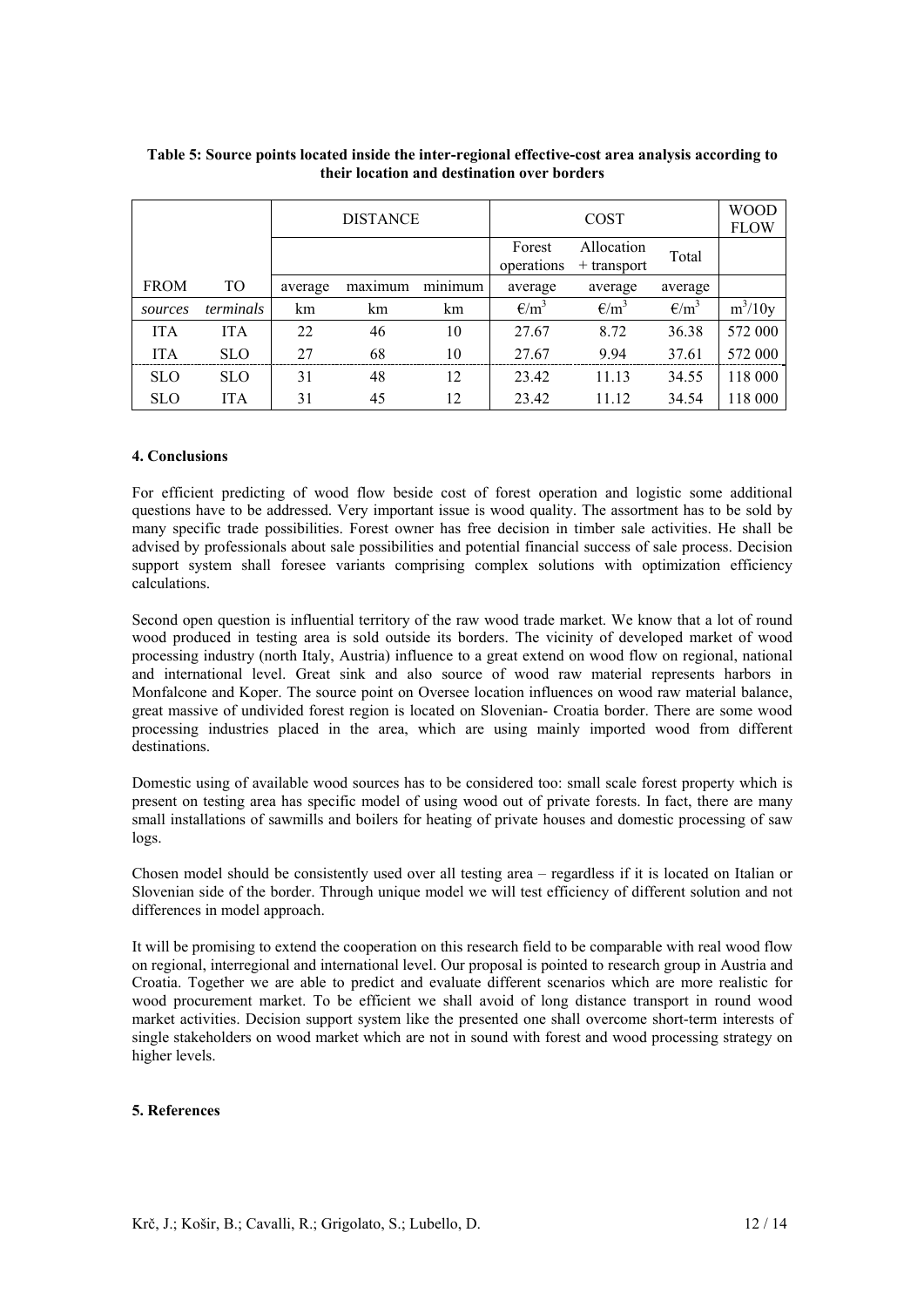**Table 5: Source points located inside the inter-regional effective-cost area analysis according to their location and destination over borders**

| | | DISTANCE | | | COST | | | WOOD FLOW |
|---|---|---|---|---|---|---|---|---|
| | | | | | Forest operations | Allocation + transport | Total | |
| FROM | TO | average | maximum | minimum | average | average | average | |
| *sources* | *terminals* | km | km | km | €/m$^3$ | €/m$^3$ | €/m$^3$ | m$^3$/10y |
| ITA | ITA | 22 | 46 | 10 | 27.67 | 8.72 | 36.38 | 572 000 |
| ITA | SLO | 27 | 68 | 10 | 27.67 | 9.94 | 37.61 | 572 000 |
| SLO | SLO | 31 | 48 | 12 | 23.42 | 11.13 | 34.55 | 118 000 |
| SLO | ITA | 31 | 45 | 12 | 23.42 | 11.12 | 34.54 | 118 000 |

## 4. Conclusions

For efficient predicting of wood flow beside cost of forest operation and logistic some additional questions have to be addressed. Very important issue is wood quality. The assortment has to be sold by many specific trade possibilities. Forest owner has free decision in timber sale activities. He shall be advised by professionals about sale possibilities and potential financial success of sale process. Decision support system shall foresee variants comprising complex solutions with optimization efficiency calculations.

Second open question is influential territory of the raw wood trade market. We know that a lot of round wood produced in testing area is sold outside its borders. The vicinity of developed market of wood processing industry (north Italy, Austria) influence to a great extend on wood flow on regional, national and international level. Great sink and also source of wood raw material represents harbors in Monfalcone and Koper. The source point on Oversee location influences on wood raw material balance, great massive of undivided forest region is located on Slovenian- Croatia border. There are some wood processing industries placed in the area, which are using mainly imported wood from different destinations.

Domestic using of available wood sources has to be considered too: small scale forest property which is present on testing area has specific model of using wood out of private forests. In fact, there are many small installations of sawmills and boilers for heating of private houses and domestic processing of saw logs.

Chosen model should be consistently used over all testing area – regardless if it is located on Italian or Slovenian side of the border. Through unique model we will test efficiency of different solution and not differences in model approach.

It will be promising to extend the cooperation on this research field to be comparable with real wood flow on regional, interregional and international level. Our proposal is pointed to research group in Austria and Croatia. Together we are able to predict and evaluate different scenarios which are more realistic for wood procurement market. To be efficient we shall avoid of long distance transport in round wood market activities. Decision support system like the presented one shall overcome short-term interests of single stakeholders on wood market which are not in sound with forest and wood processing strategy on higher levels.

## 5. References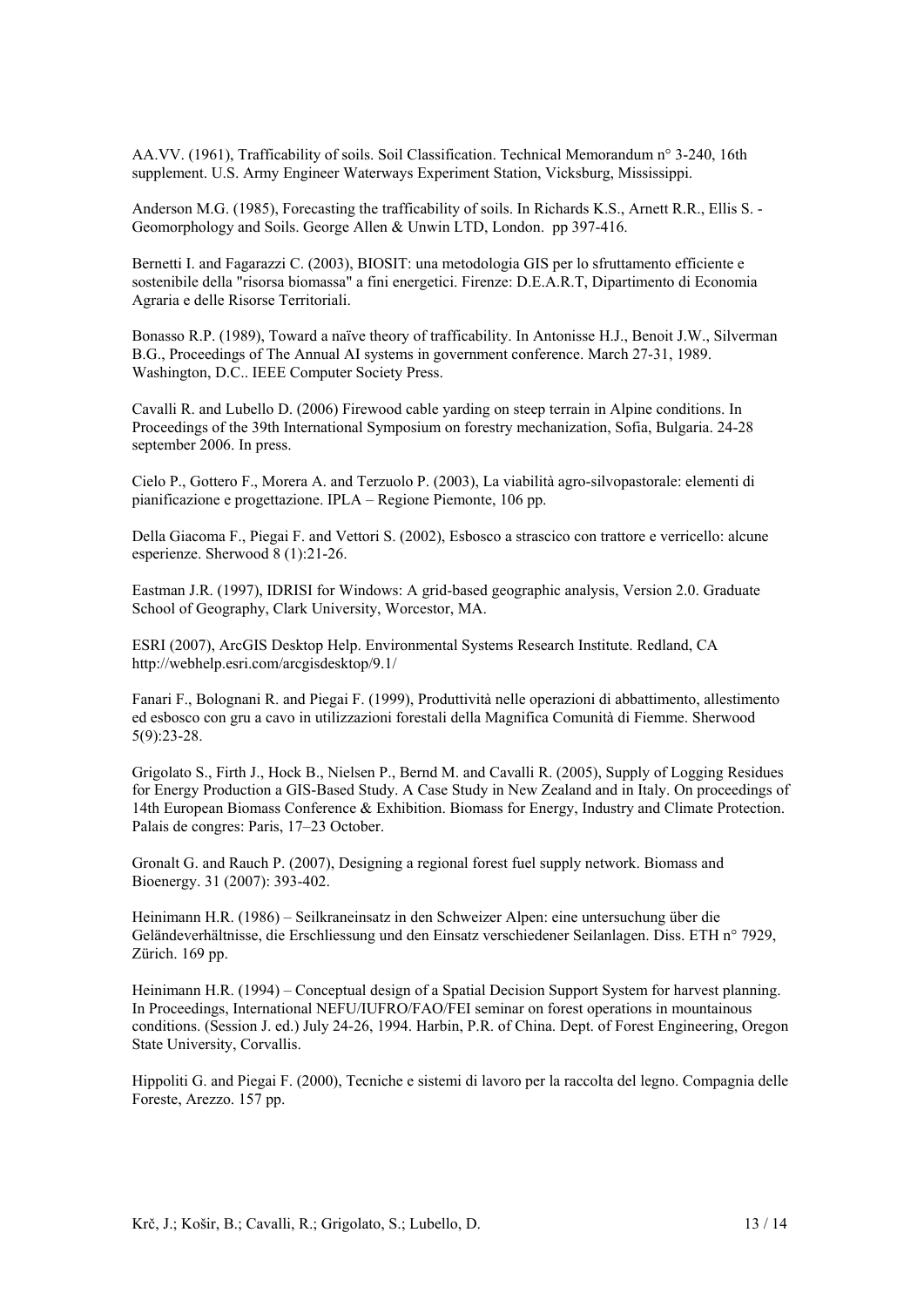AA.VV. (1961), Trafficability of soils. Soil Classification. Technical Memorandum n° 3-240, 16th supplement. U.S. Army Engineer Waterways Experiment Station, Vicksburg, Mississippi.

Anderson M.G. (1985), Forecasting the trafficability of soils. In Richards K.S., Arnett R.R., Ellis S. - Geomorphology and Soils. George Allen & Unwin LTD, London. pp 397-416.

Bernetti I. and Fagarazzi C. (2003), BIOSIT: una metodologia GIS per lo sfruttamento efficiente e sostenibile della "risorsa biomassa" a fini energetici. Firenze: D.E.A.R.T, Dipartimento di Economia Agraria e delle Risorse Territoriali.

Bonasso R.P. (1989), Toward a naïve theory of trafficability. In Antonisse H.J., Benoit J.W., Silverman B.G., Proceedings of The Annual AI systems in government conference. March 27-31, 1989. Washington, D.C.. IEEE Computer Society Press.

Cavalli R. and Lubello D. (2006) Firewood cable yarding on steep terrain in Alpine conditions. In Proceedings of the 39th International Symposium on forestry mechanization, Sofia, Bulgaria. 24-28 september 2006. In press.

Cielo P., Gottero F., Morera A. and Terzuolo P. (2003), La viabilità agro-silvopastorale: elementi di pianificazione e progettazione. IPLA – Regione Piemonte, 106 pp.

Della Giacoma F., Piegai F. and Vettori S. (2002), Esbosco a strascico con trattore e verricello: alcune esperienze. Sherwood 8 (1):21-26.

Eastman J.R. (1997), IDRISI for Windows: A grid-based geographic analysis, Version 2.0. Graduate School of Geography, Clark University, Worcestor, MA.

ESRI (2007), ArcGIS Desktop Help. Environmental Systems Research Institute. Redland, CA http://webhelp.esri.com/arcgisdesktop/9.1/

Fanari F., Bolognani R. and Piegai F. (1999), Produttività nelle operazioni di abbattimento, allestimento ed esbosco con gru a cavo in utilizzazioni forestali della Magnifica Comunità di Fiemme. Sherwood 5(9):23-28.

Grigolato S., Firth J., Hock B., Nielsen P., Bernd M. and Cavalli R. (2005), Supply of Logging Residues for Energy Production a GIS-Based Study. A Case Study in New Zealand and in Italy. On proceedings of 14th European Biomass Conference & Exhibition. Biomass for Energy, Industry and Climate Protection. Palais de congres: Paris, 17–23 October.

Gronalt G. and Rauch P. (2007), Designing a regional forest fuel supply network. Biomass and Bioenergy. 31 (2007): 393-402.

Heinimann H.R. (1986) – Seilkraneinsatz in den Schweizer Alpen: eine untersuchung über die Geländeverhältnisse, die Erschliessung und den Einsatz verschiedener Seilanlagen. Diss. ETH n° 7929, Zürich. 169 pp.

Heinimann H.R. (1994) – Conceptual design of a Spatial Decision Support System for harvest planning. In Proceedings, International NEFU/IUFRO/FAO/FEI seminar on forest operations in mountainous conditions. (Session J. ed.) July 24-26, 1994. Harbin, P.R. of China. Dept. of Forest Engineering, Oregon State University, Corvallis.

Hippoliti G. and Piegai F. (2000), Tecniche e sistemi di lavoro per la raccolta del legno. Compagnia delle Foreste, Arezzo. 157 pp.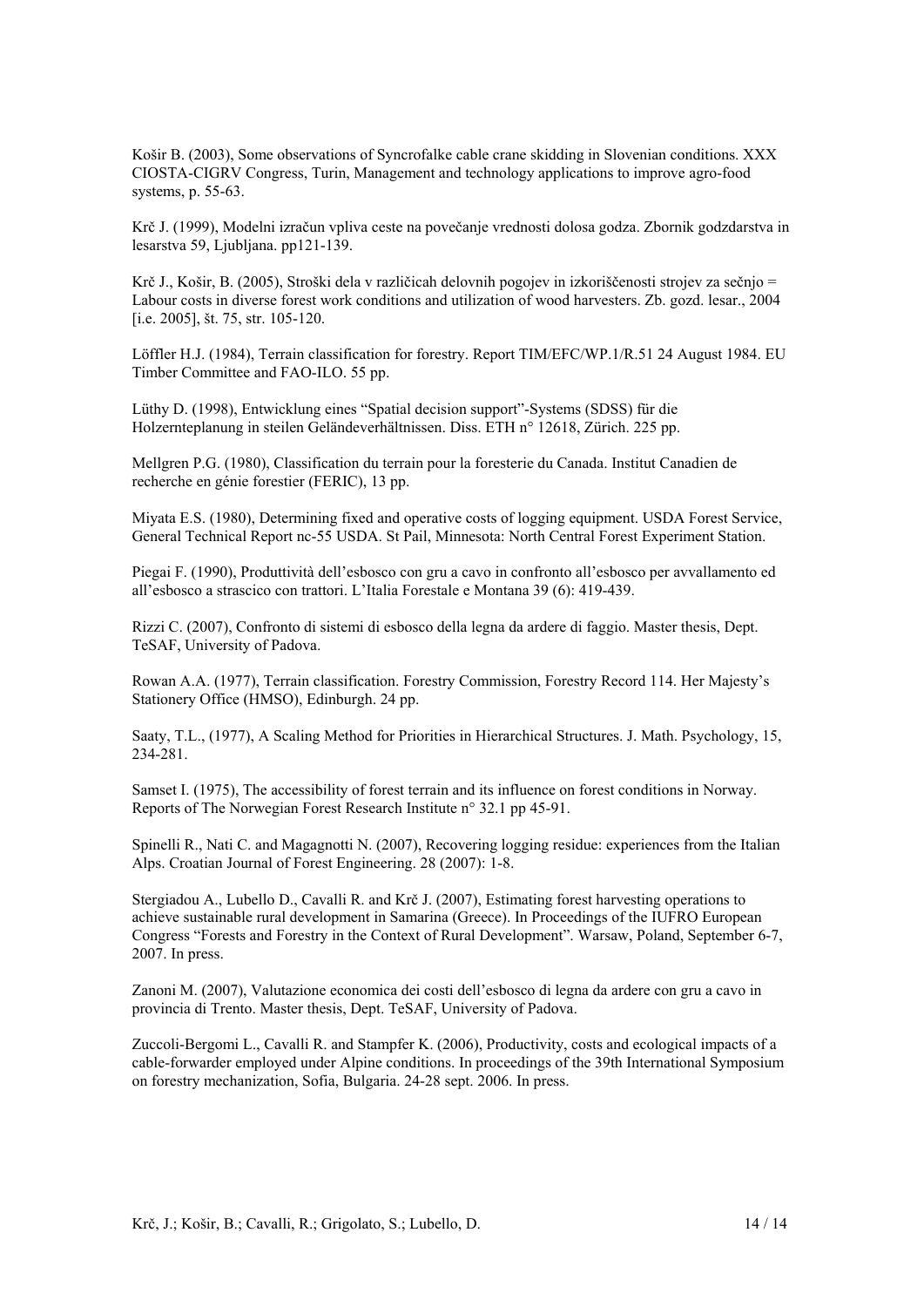Košir B. (2003), Some observations of Syncrofalke cable crane skidding in Slovenian conditions. XXX CIOSTA-CIGRV Congress, Turin, Management and technology applications to improve agro-food systems, p. 55-63.

Krč J. (1999), Modelni izračun vpliva ceste na povečanje vrednosti dolosa godza. Zbornik godzdarstva in lesarstva 59, Ljubljana. pp121-139.

Krč J., Košir, B. (2005), Stroški dela v različicah delovnih pogojev in izkoriščenosti strojev za sečnjo = Labour costs in diverse forest work conditions and utilization of wood harvesters. Zb. gozd. lesar., 2004 [i.e. 2005], št. 75, str. 105-120.

Löffler H.J. (1984), Terrain classification for forestry. Report TIM/EFC/WP.1/R.51 24 August 1984. EU Timber Committee and FAO-ILO. 55 pp.

Lüthy D. (1998), Entwicklung eines "Spatial decision support"-Systems (SDSS) für die Holzernteplanung in steilen Geländeverhältnissen. Diss. ETH n° 12618, Zürich. 225 pp.

Mellgren P.G. (1980), Classification du terrain pour la foresterie du Canada. Institut Canadien de recherche en génie forestier (FERIC), 13 pp.

Miyata E.S. (1980), Determining fixed and operative costs of logging equipment. USDA Forest Service, General Technical Report nc-55 USDA. St Pail, Minnesota: North Central Forest Experiment Station.

Piegai F. (1990), Produttività dell'esbosco con gru a cavo in confronto all'esbosco per avvallamento ed all'esbosco a strascico con trattori. L'Italia Forestale e Montana 39 (6): 419-439.

Rizzi C. (2007), Confronto di sistemi di esbosco della legna da ardere di faggio. Master thesis, Dept. TeSAF, University of Padova.

Rowan A.A. (1977), Terrain classification. Forestry Commission, Forestry Record 114. Her Majesty's Stationery Office (HMSO), Edinburgh. 24 pp.

Saaty, T.L., (1977), A Scaling Method for Priorities in Hierarchical Structures. J. Math. Psychology, 15, 234-281.

Samset I. (1975), The accessibility of forest terrain and its influence on forest conditions in Norway. Reports of The Norwegian Forest Research Institute n° 32.1 pp 45-91.

Spinelli R., Nati C. and Magagnotti N. (2007), Recovering logging residue: experiences from the Italian Alps. Croatian Journal of Forest Engineering. 28 (2007): 1-8.

Stergiadou A., Lubello D., Cavalli R. and Krč J. (2007), Estimating forest harvesting operations to achieve sustainable rural development in Samarina (Greece). In Proceedings of the IUFRO European Congress "Forests and Forestry in the Context of Rural Development". Warsaw, Poland, September 6-7, 2007. In press.

Zanoni M. (2007), Valutazione economica dei costi dell'esbosco di legna da ardere con gru a cavo in provincia di Trento. Master thesis, Dept. TeSAF, University of Padova.

Zuccoli-Bergomi L., Cavalli R. and Stampfer K. (2006), Productivity, costs and ecological impacts of a cable-forwarder employed under Alpine conditions. In proceedings of the 39th International Symposium on forestry mechanization, Sofia, Bulgaria. 24-28 sept. 2006. In press.